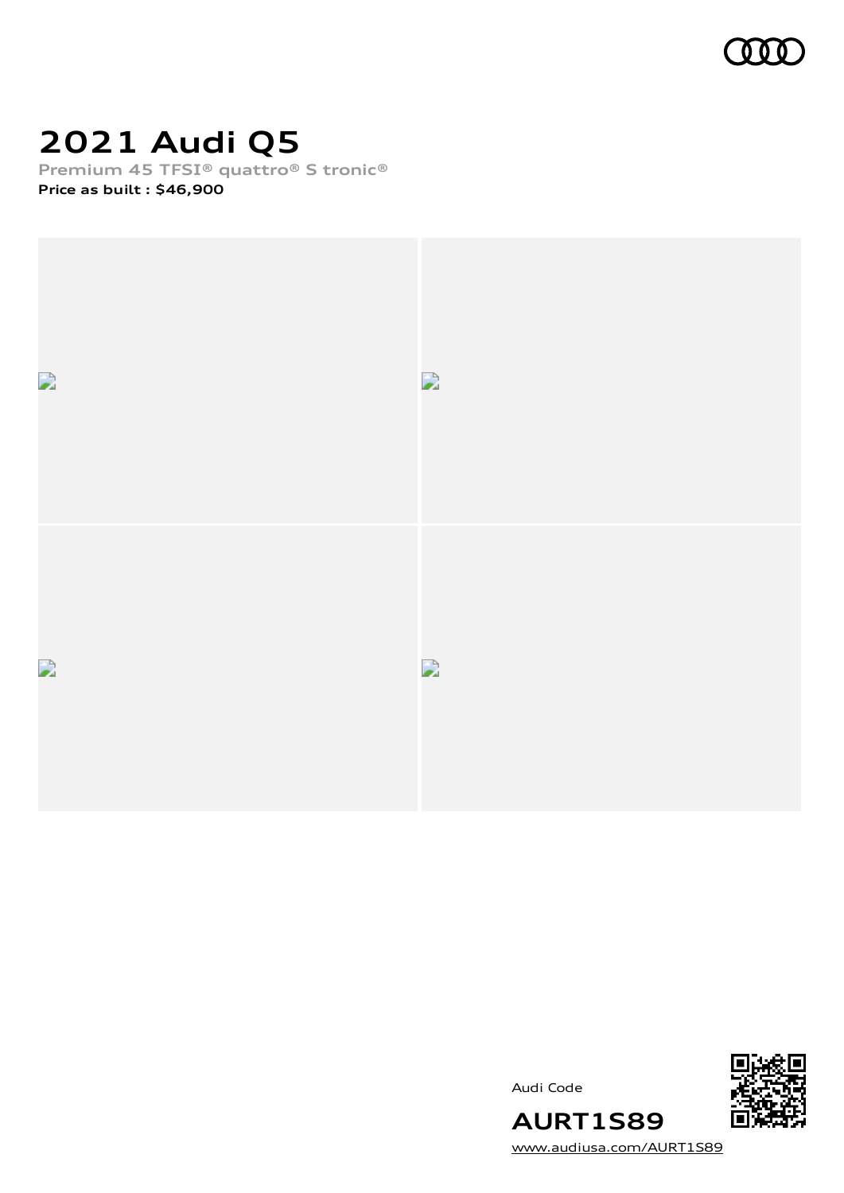# 2021 Audi Q5

Premium 45 TFSI® quattro® S tronic®

**Price as built : $46,900**

Audi Code

**AURT1S89**

www.audiusa.com/AURT1S89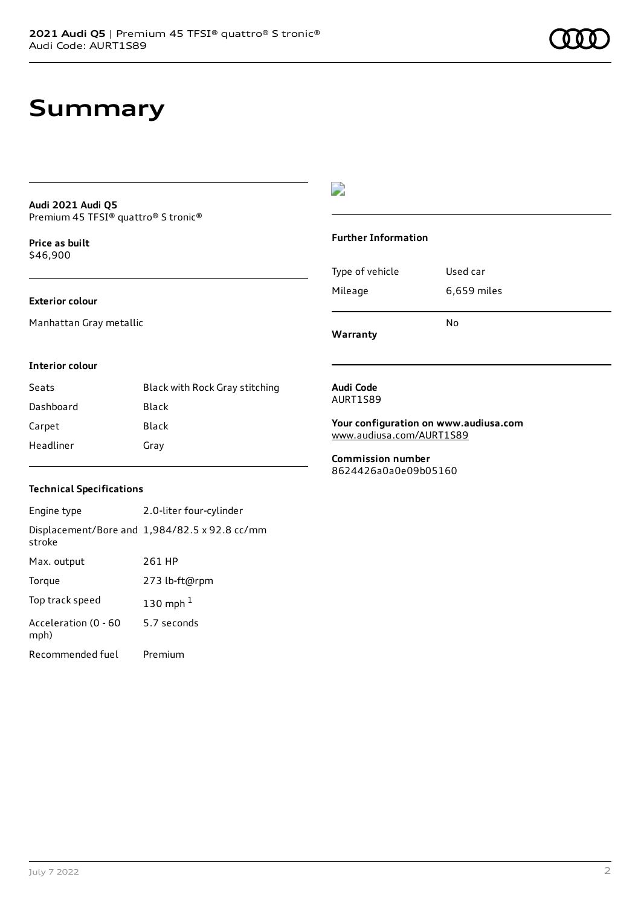# Summary

**Audi 2021 Audi Q5**
Premium 45 TFSI® quattro® S tronic®

**Price as built**
$46,900

**Exterior colour**

Manhattan Gray metallic

**Interior colour**

| Seats | Black with Rock Gray stitching |
|---|---|
| Dashboard | Black |
| Carpet | Black |
| Headliner | Gray |

**Technical Specifications**

| Engine type | 2.0-liter four-cylinder |
|---|---|
| Displacement/Bore and stroke | 1,984/82.5 x 92.8 cc/mm |
| Max. output | 261 HP |
| Torque | 273 lb-ft@rpm |
| Top track speed | 130 mph [1] |
| Acceleration (0 - 60 mph) | 5.7 seconds |
| Recommended fuel | Premium |

**Further Information**

| Type of vehicle | Used car |
|---|---|
| Mileage | 6,659 miles |
| **Warranty** | No |

**Audi Code**
AURT1S89

**Your configuration on www.audiusa.com**
www.audiusa.com/AURT1S89

**Commission number**
8624426a0a0e09b05160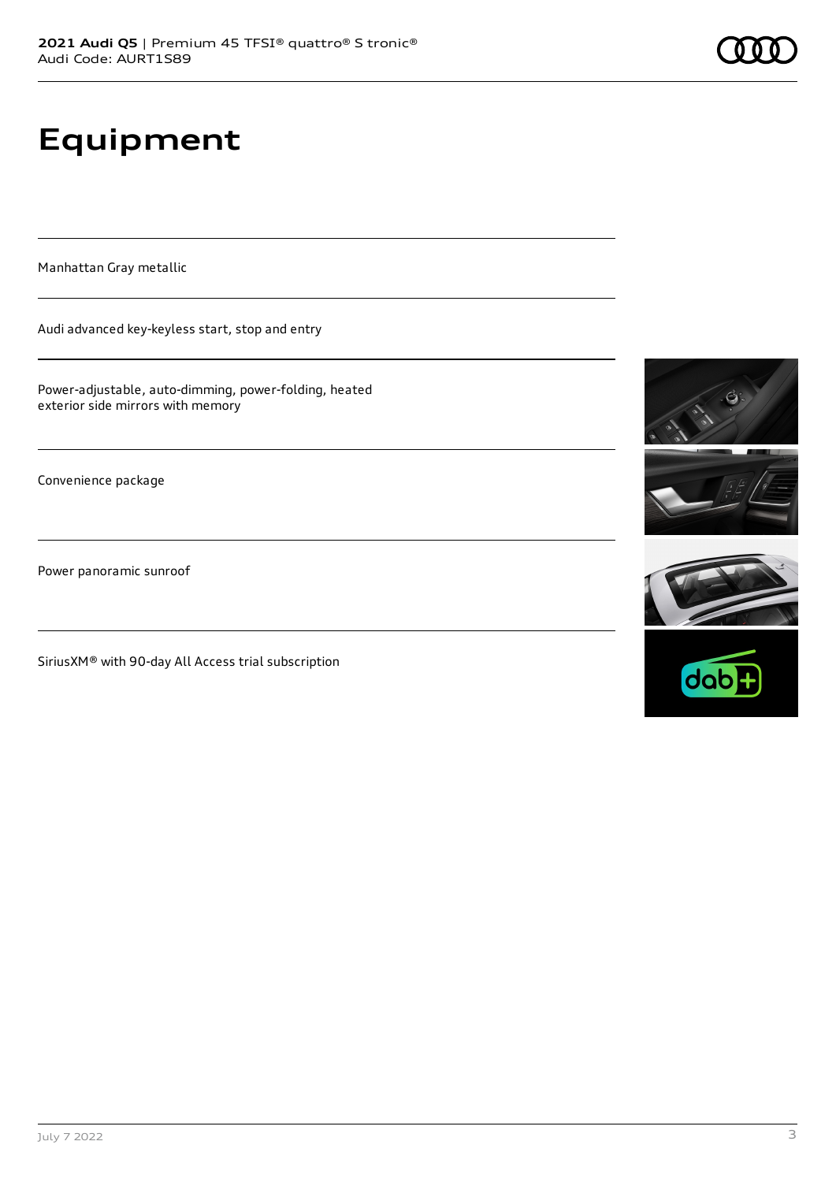# Equipment

Manhattan Gray metallic

Audi advanced key-keyless start, stop and entry

Power-adjustable, auto-dimming, power-folding, heated exterior side mirrors with memory

Convenience package

Power panoramic sunroof

SiriusXM® with 90-day All Access trial subscription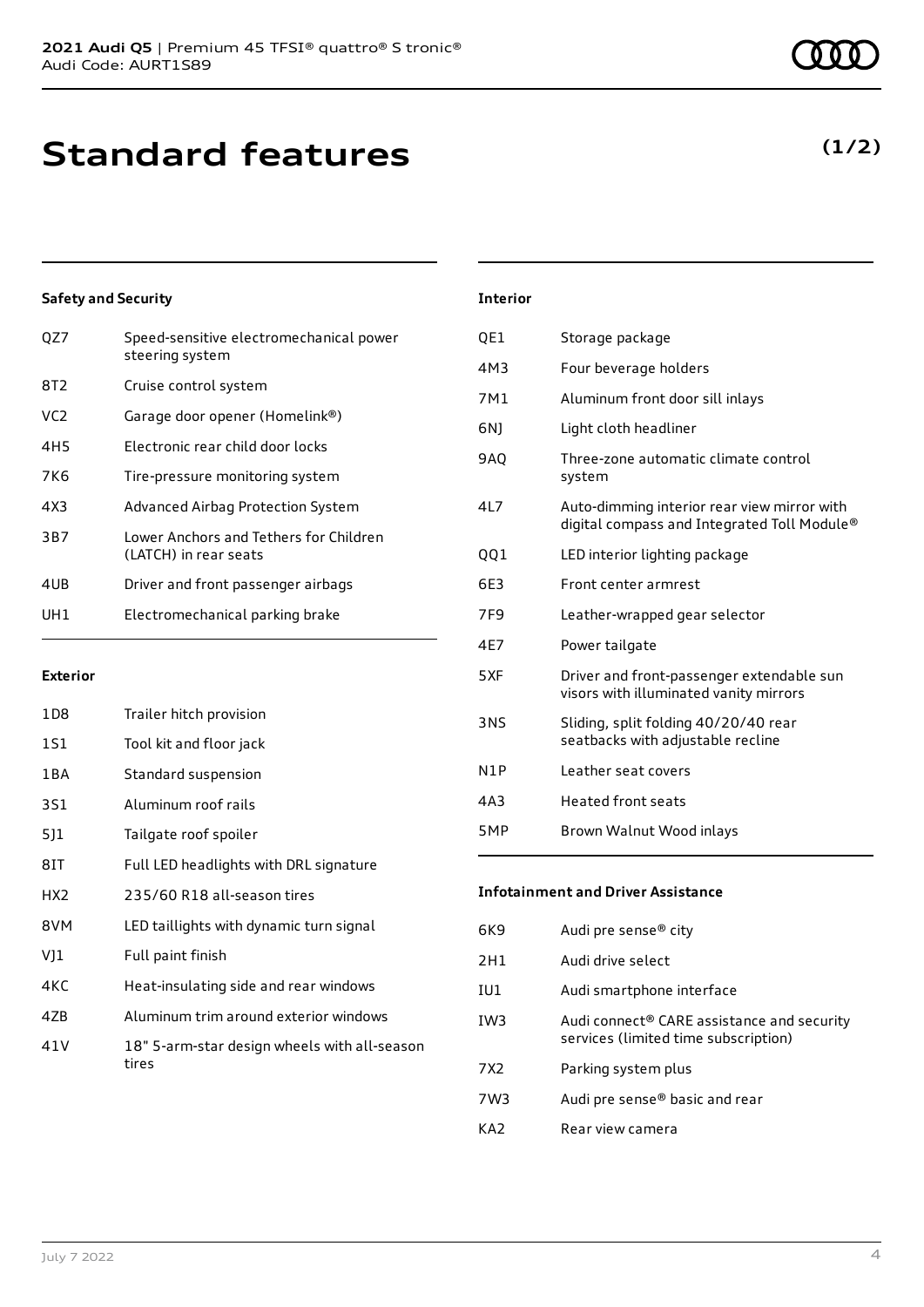# Standard features

**(1/2)**

### Safety and Security

| | |
|---|---|
| QZ7 | Speed-sensitive electromechanical power steering system |
| 8T2 | Cruise control system |
| VC2 | Garage door opener (Homelink®) |
| 4H5 | Electronic rear child door locks |
| 7K6 | Tire-pressure monitoring system |
| 4X3 | Advanced Airbag Protection System |
| 3B7 | Lower Anchors and Tethers for Children (LATCH) in rear seats |
| 4UB | Driver and front passenger airbags |
| UH1 | Electromechanical parking brake |

### Exterior

| | |
|---|---|
| 1D8 | Trailer hitch provision |
| 1S1 | Tool kit and floor jack |
| 1BA | Standard suspension |
| 3S1 | Aluminum roof rails |
| 5J1 | Tailgate roof spoiler |
| 8IT | Full LED headlights with DRL signature |
| HX2 | 235/60 R18 all-season tires |
| 8VM | LED taillights with dynamic turn signal |
| VJ1 | Full paint finish |
| 4KC | Heat-insulating side and rear windows |
| 4ZB | Aluminum trim around exterior windows |
| 41V | 18" 5-arm-star design wheels with all-season tires |

### Interior

| | |
|---|---|
| QE1 | Storage package |
| 4M3 | Four beverage holders |
| 7M1 | Aluminum front door sill inlays |
| 6NJ | Light cloth headliner |
| 9AQ | Three-zone automatic climate control system |
| 4L7 | Auto-dimming interior rear view mirror with digital compass and Integrated Toll Module® |
| QQ1 | LED interior lighting package |
| 6E3 | Front center armrest |
| 7F9 | Leather-wrapped gear selector |
| 4E7 | Power tailgate |
| 5XF | Driver and front-passenger extendable sun visors with illuminated vanity mirrors |
| 3NS | Sliding, split folding 40/20/40 rear seatbacks with adjustable recline |
| N1P | Leather seat covers |
| 4A3 | Heated front seats |
| 5MP | Brown Walnut Wood inlays |

### Infotainment and Driver Assistance

| | |
|---|---|
| 6K9 | Audi pre sense® city |
| 2H1 | Audi drive select |
| IU1 | Audi smartphone interface |
| IW3 | Audi connect® CARE assistance and security services (limited time subscription) |
| 7X2 | Parking system plus |
| 7W3 | Audi pre sense® basic and rear |
| KA2 | Rear view camera |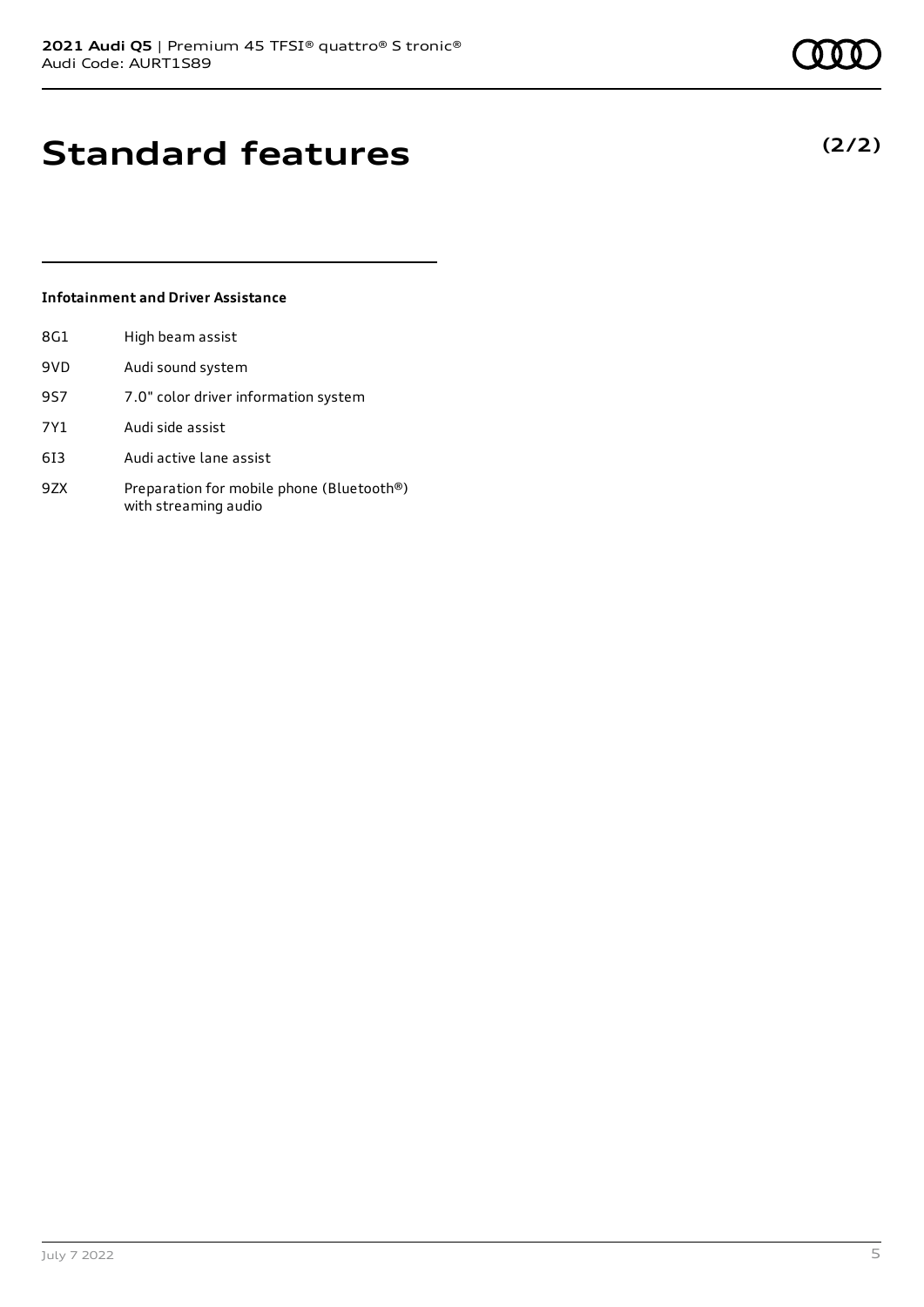# Standard features

**(2/2)**

### Infotainment and Driver Assistance

| | |
|---|---|
| 8G1 | High beam assist |
| 9VD | Audi sound system |
| 9S7 | 7.0" color driver information system |
| 7Y1 | Audi side assist |
| 6I3 | Audi active lane assist |
| 9ZX | Preparation for mobile phone (Bluetooth®) with streaming audio |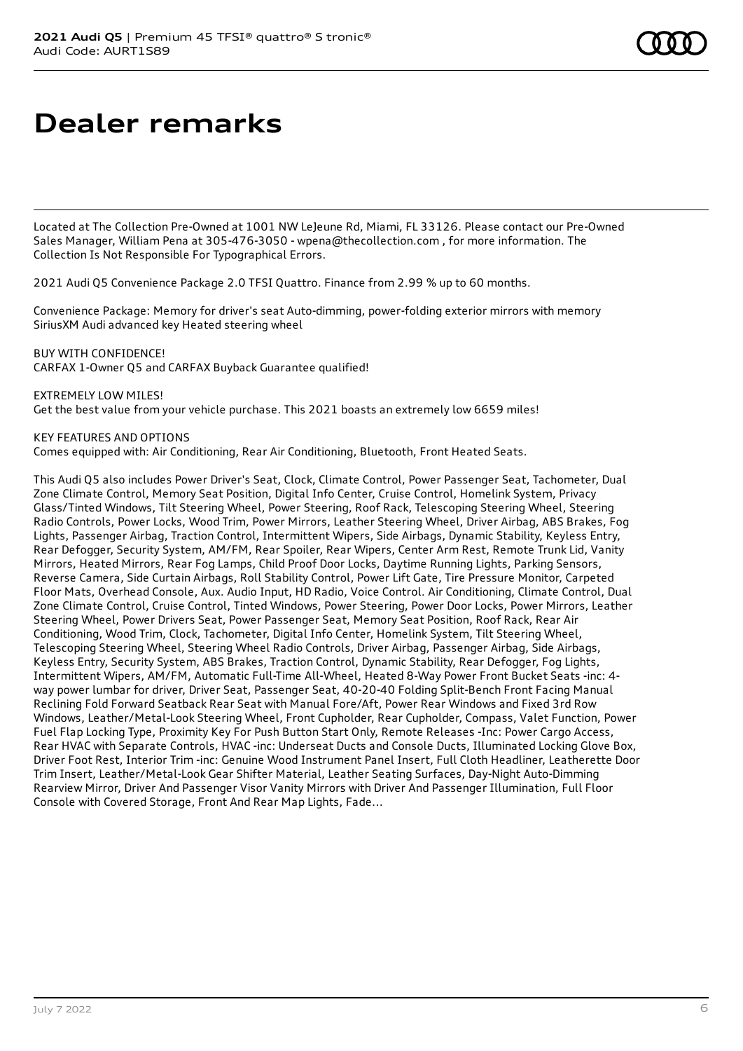# Dealer remarks

Located at The Collection Pre-Owned at 1001 NW LeJeune Rd, Miami, FL 33126. Please contact our Pre-Owned Sales Manager, William Pena at 305-476-3050 - wpena@thecollection.com , for more information. The Collection Is Not Responsible For Typographical Errors.

2021 Audi Q5 Convenience Package 2.0 TFSI Quattro. Finance from 2.99 % up to 60 months.

Convenience Package: Memory for driver's seat Auto-dimming, power-folding exterior mirrors with memory SiriusXM Audi advanced key Heated steering wheel

BUY WITH CONFIDENCE!
CARFAX 1-Owner Q5 and CARFAX Buyback Guarantee qualified!

EXTREMELY LOW MILES!
Get the best value from your vehicle purchase. This 2021 boasts an extremely low 6659 miles!

KEY FEATURES AND OPTIONS
Comes equipped with: Air Conditioning, Rear Air Conditioning, Bluetooth, Front Heated Seats.

This Audi Q5 also includes Power Driver's Seat, Clock, Climate Control, Power Passenger Seat, Tachometer, Dual Zone Climate Control, Memory Seat Position, Digital Info Center, Cruise Control, Homelink System, Privacy Glass/Tinted Windows, Tilt Steering Wheel, Power Steering, Roof Rack, Telescoping Steering Wheel, Steering Radio Controls, Power Locks, Wood Trim, Power Mirrors, Leather Steering Wheel, Driver Airbag, ABS Brakes, Fog Lights, Passenger Airbag, Traction Control, Intermittent Wipers, Side Airbags, Dynamic Stability, Keyless Entry, Rear Defogger, Security System, AM/FM, Rear Spoiler, Rear Wipers, Center Arm Rest, Remote Trunk Lid, Vanity Mirrors, Heated Mirrors, Rear Fog Lamps, Child Proof Door Locks, Daytime Running Lights, Parking Sensors, Reverse Camera, Side Curtain Airbags, Roll Stability Control, Power Lift Gate, Tire Pressure Monitor, Carpeted Floor Mats, Overhead Console, Aux. Audio Input, HD Radio, Voice Control. Air Conditioning, Climate Control, Dual Zone Climate Control, Cruise Control, Tinted Windows, Power Steering, Power Door Locks, Power Mirrors, Leather Steering Wheel, Power Drivers Seat, Power Passenger Seat, Memory Seat Position, Roof Rack, Rear Air Conditioning, Wood Trim, Clock, Tachometer, Digital Info Center, Homelink System, Tilt Steering Wheel, Telescoping Steering Wheel, Steering Wheel Radio Controls, Driver Airbag, Passenger Airbag, Side Airbags, Keyless Entry, Security System, ABS Brakes, Traction Control, Dynamic Stability, Rear Defogger, Fog Lights, Intermittent Wipers, AM/FM, Automatic Full-Time All-Wheel, Heated 8-Way Power Front Bucket Seats -inc: 4-way power lumbar for driver, Driver Seat, Passenger Seat, 40-20-40 Folding Split-Bench Front Facing Manual Reclining Fold Forward Seatback Rear Seat with Manual Fore/Aft, Power Rear Windows and Fixed 3rd Row Windows, Leather/Metal-Look Steering Wheel, Front Cupholder, Rear Cupholder, Compass, Valet Function, Power Fuel Flap Locking Type, Proximity Key For Push Button Start Only, Remote Releases -Inc: Power Cargo Access, Rear HVAC with Separate Controls, HVAC -inc: Underseat Ducts and Console Ducts, Illuminated Locking Glove Box, Driver Foot Rest, Interior Trim -inc: Genuine Wood Instrument Panel Insert, Full Cloth Headliner, Leatherette Door Trim Insert, Leather/Metal-Look Gear Shifter Material, Leather Seating Surfaces, Day-Night Auto-Dimming Rearview Mirror, Driver And Passenger Visor Vanity Mirrors with Driver And Passenger Illumination, Full Floor Console with Covered Storage, Front And Rear Map Lights, Fade...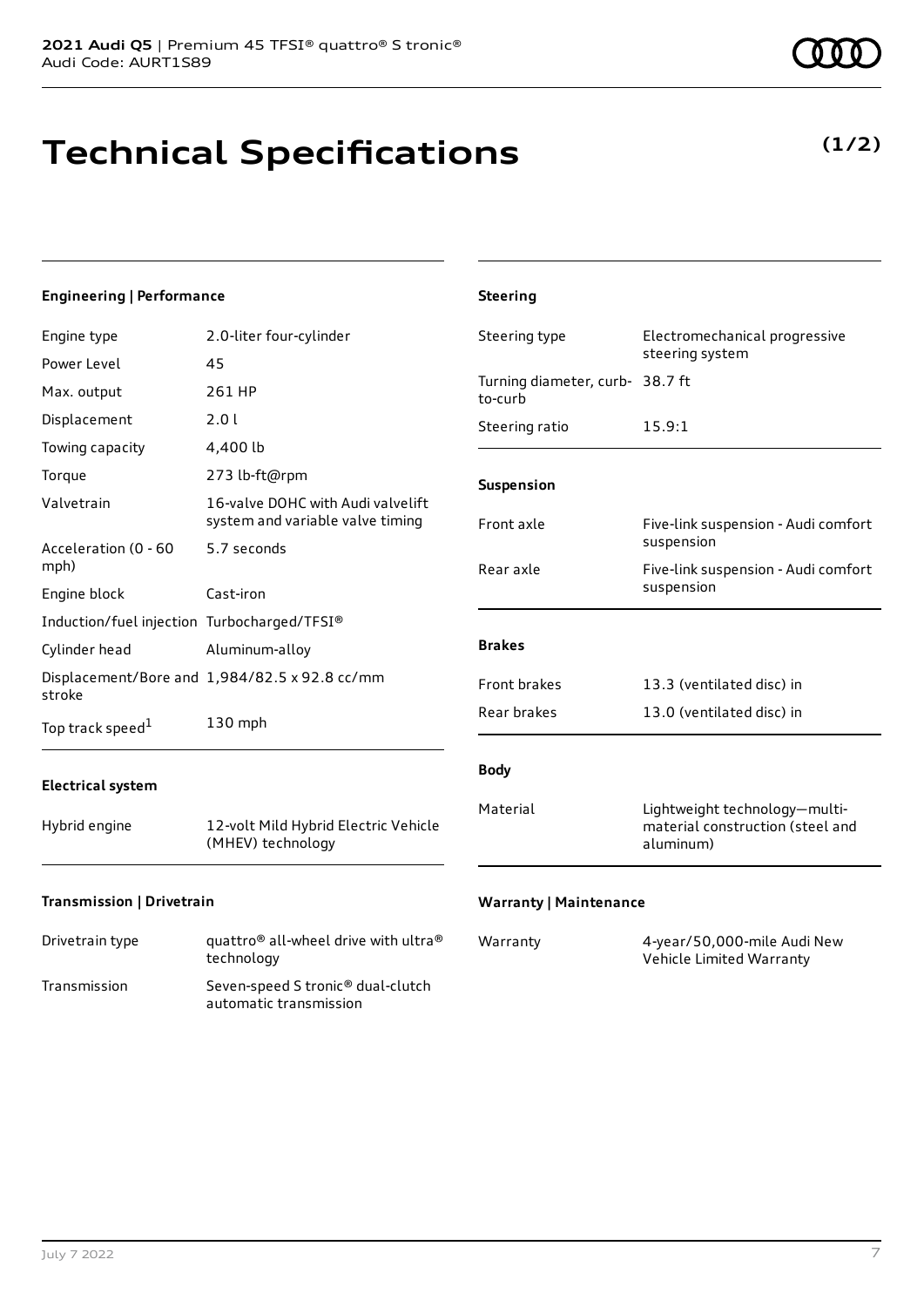# Technical Specifications

**(1/2)**

### Engineering | Performance

| | |
|---|---|
| Engine type | 2.0-liter four-cylinder |
| Power Level | 45 |
| Max. output | 261 HP |
| Displacement | 2.0 l |
| Towing capacity | 4,400 lb |
| Torque | 273 lb-ft@rpm |
| Valvetrain | 16-valve DOHC with Audi valvelift system and variable valve timing |
| Acceleration (0 - 60 mph) | 5.7 seconds |
| Engine block | Cast-iron |
| Induction/fuel injection | Turbocharged/TFSI® |
| Cylinder head | Aluminum-alloy |
| Displacement/Bore and stroke | 1,984/82.5 x 92.8 cc/mm |
| Top track speed[1] | 130 mph |

### Electrical system

| | |
|---|---|
| Hybrid engine | 12-volt Mild Hybrid Electric Vehicle (MHEV) technology |

### Transmission | Drivetrain

| | |
|---|---|
| Drivetrain type | quattro® all-wheel drive with ultra® technology |
| Transmission | Seven-speed S tronic® dual-clutch automatic transmission |

### Steering

| | |
|---|---|
| Steering type | Electromechanical progressive steering system |
| Turning diameter, curb-to-curb | 38.7 ft |
| Steering ratio | 15.9:1 |

### Suspension

| | |
|---|---|
| Front axle | Five-link suspension - Audi comfort suspension |
| Rear axle | Five-link suspension - Audi comfort suspension |

### Brakes

| | |
|---|---|
| Front brakes | 13.3 (ventilated disc) in |
| Rear brakes | 13.0 (ventilated disc) in |

### Body

| | |
|---|---|
| Material | Lightweight technology—multi-material construction (steel and aluminum) |

### Warranty | Maintenance

| | |
|---|---|
| Warranty | 4-year/50,000-mile Audi New Vehicle Limited Warranty |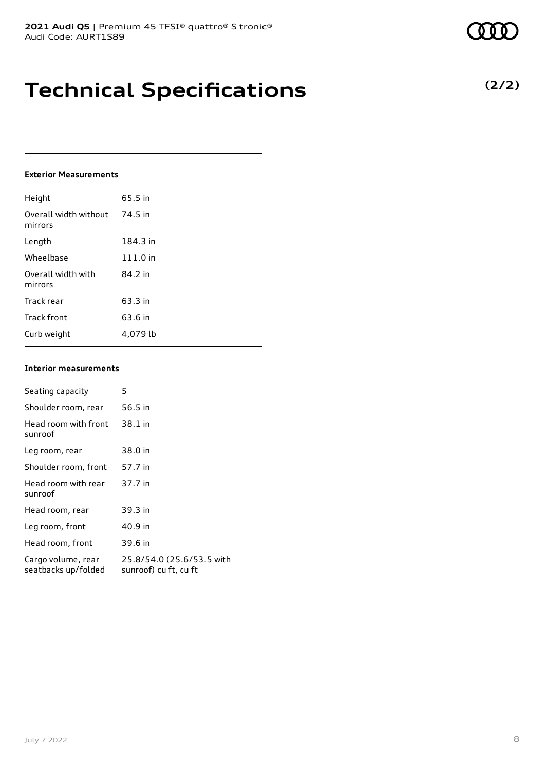# Technical Specifications

**(2/2)**

#### Exterior Measurements

| | |
|---|---|
| Height | 65.5 in |
| Overall width without mirrors | 74.5 in |
| Length | 184.3 in |
| Wheelbase | 111.0 in |
| Overall width with mirrors | 84.2 in |
| Track rear | 63.3 in |
| Track front | 63.6 in |
| Curb weight | 4,079 lb |

#### Interior measurements

| | |
|---|---|
| Seating capacity | 5 |
| Shoulder room, rear | 56.5 in |
| Head room with front sunroof | 38.1 in |
| Leg room, rear | 38.0 in |
| Shoulder room, front | 57.7 in |
| Head room with rear sunroof | 37.7 in |
| Head room, rear | 39.3 in |
| Leg room, front | 40.9 in |
| Head room, front | 39.6 in |
| Cargo volume, rear seatbacks up/folded | 25.8/54.0 (25.6/53.5 with sunroof) cu ft, cu ft |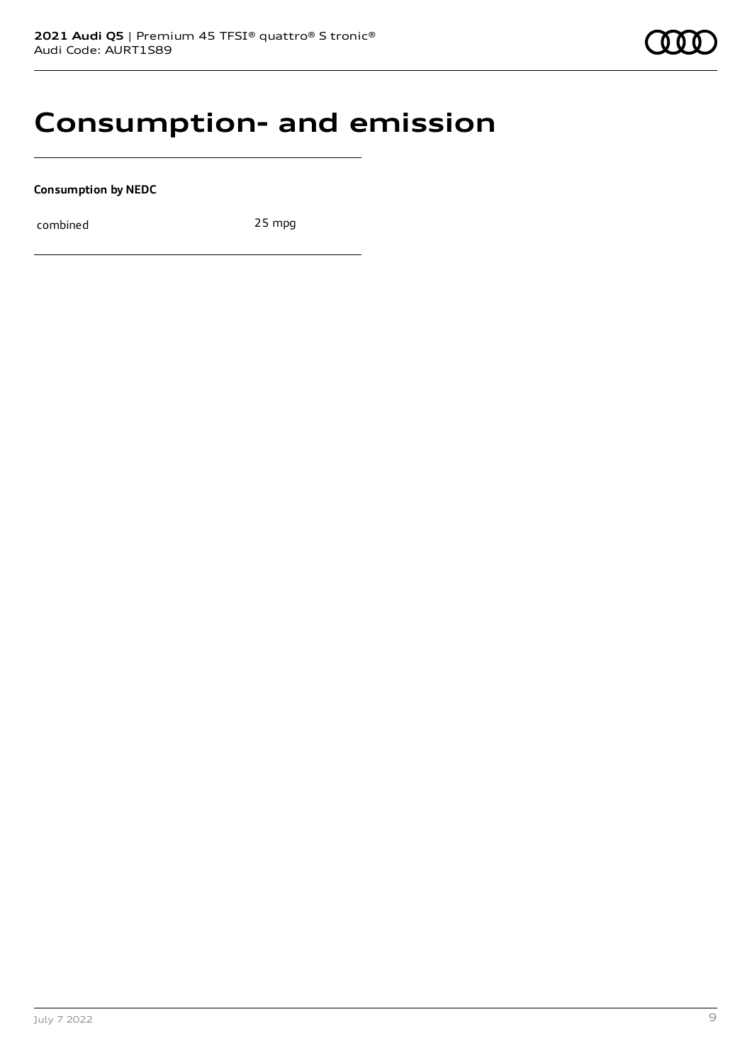# Consumption- and emission

**Consumption by NEDC**

| combined | 25 mpg |
|---|---|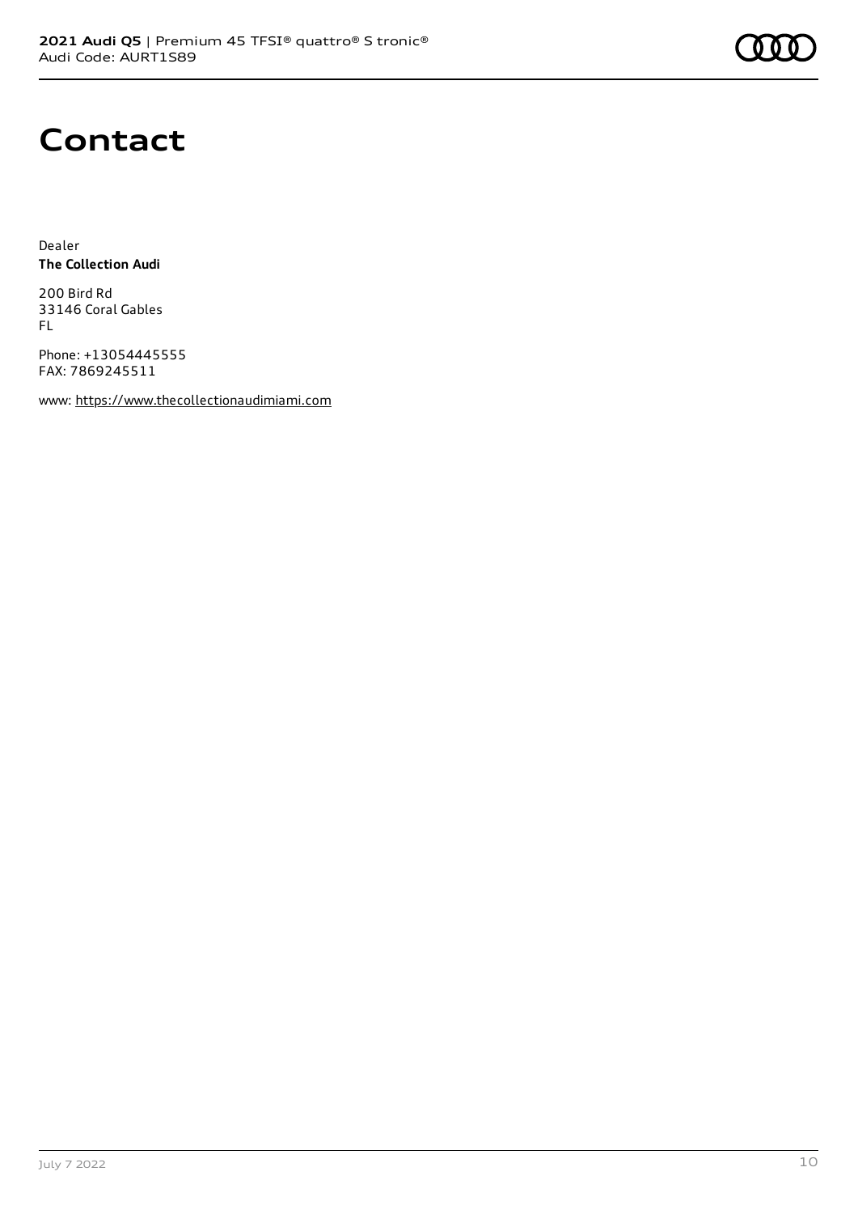# Contact

Dealer
**The Collection Audi**

200 Bird Rd
33146 Coral Gables
FL

Phone: +13054445555
FAX: 7869245511

www: https://www.thecollectionaudimiami.com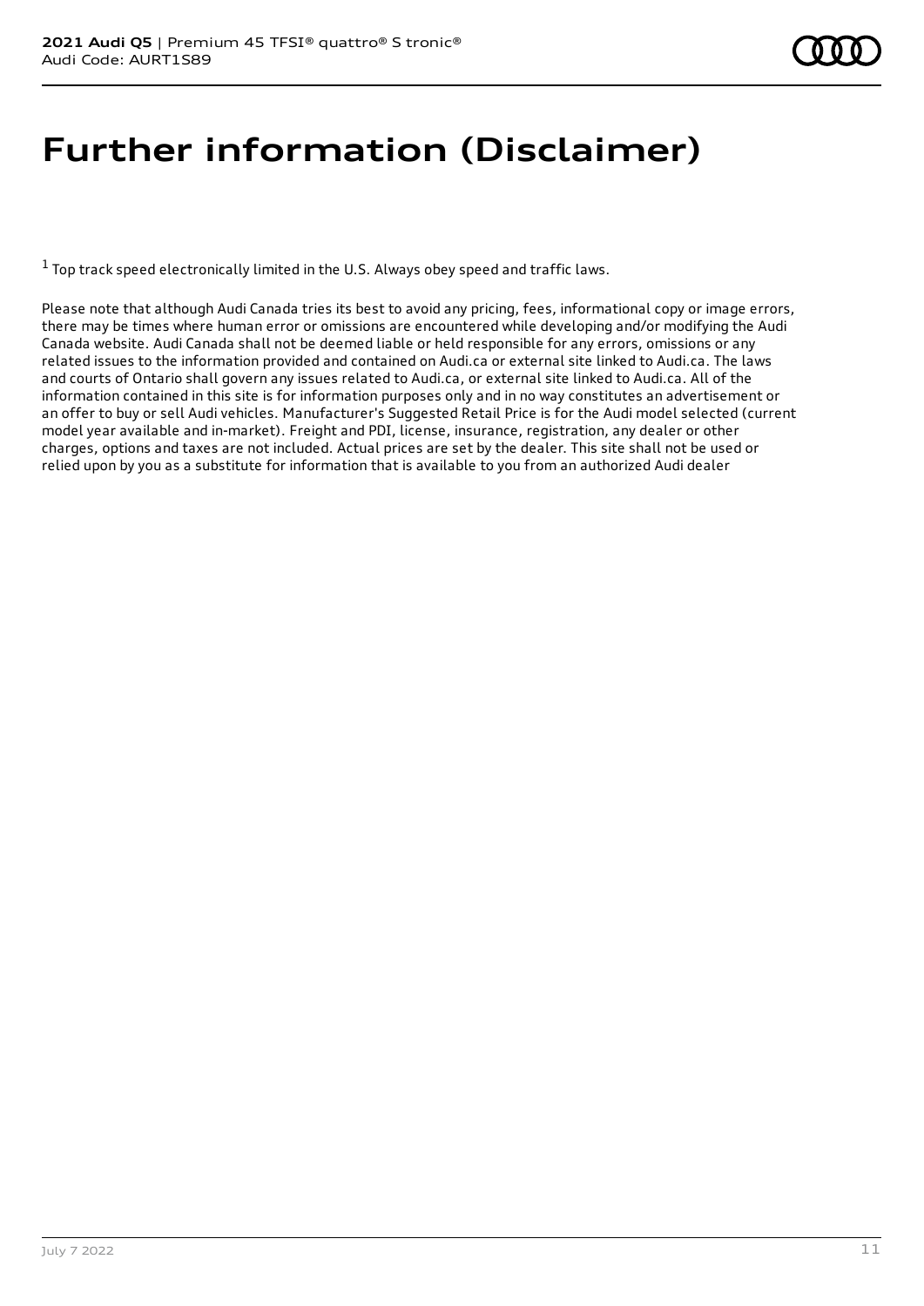# Further information (Disclaimer)

[1] Top track speed electronically limited in the U.S. Always obey speed and traffic laws.

Please note that although Audi Canada tries its best to avoid any pricing, fees, informational copy or image errors, there may be times where human error or omissions are encountered while developing and/or modifying the Audi Canada website. Audi Canada shall not be deemed liable or held responsible for any errors, omissions or any related issues to the information provided and contained on Audi.ca or external site linked to Audi.ca. The laws and courts of Ontario shall govern any issues related to Audi.ca, or external site linked to Audi.ca. All of the information contained in this site is for information purposes only and in no way constitutes an advertisement or an offer to buy or sell Audi vehicles. Manufacturer's Suggested Retail Price is for the Audi model selected (current model year available and in-market). Freight and PDI, license, insurance, registration, any dealer or other charges, options and taxes are not included. Actual prices are set by the dealer. This site shall not be used or relied upon by you as a substitute for information that is available to you from an authorized Audi dealer